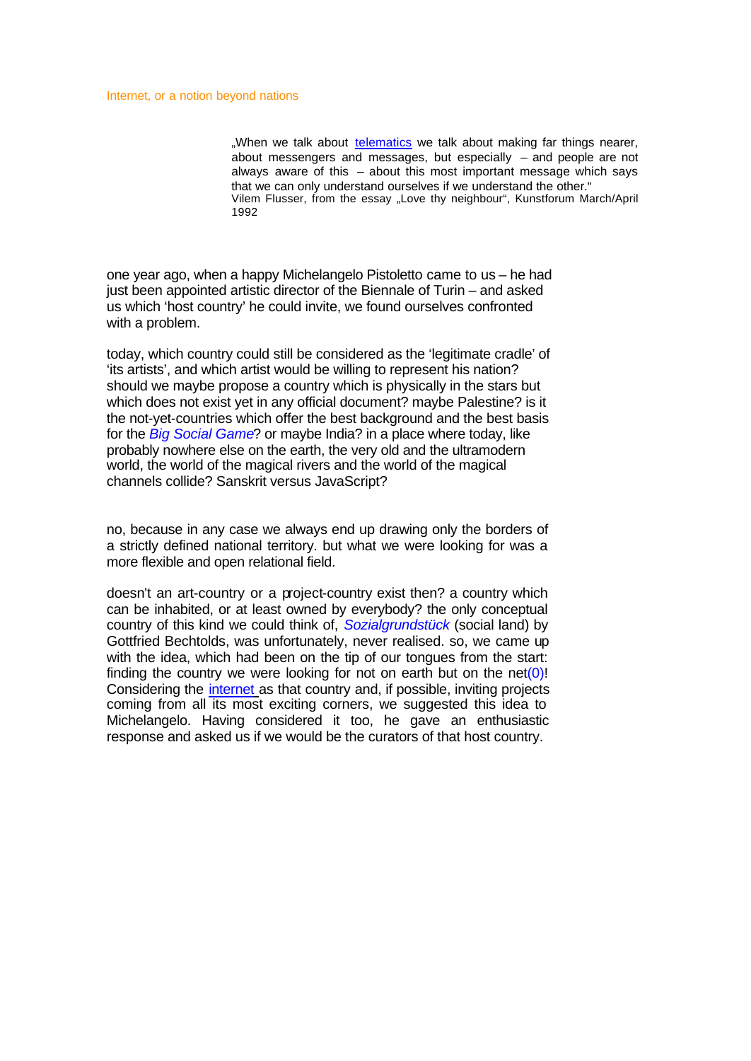# Internet, or a notion beyond nations

> „When we talk about telematics we talk about making far things nearer, about messengers and messages, but especially – and people are not always aware of this – about this most important message which says that we can only understand ourselves if we understand the other.“
> Vilem Flusser, from the essay „Love thy neighbour“, Kunstforum March/April 1992

one year ago, when a happy Michelangelo Pistoletto came to us – he had just been appointed artistic director of the Biennale of Turin – and asked us which 'host country' he could invite, we found ourselves confronted with a problem.

today, which country could still be considered as the 'legitimate cradle' of 'its artists', and which artist would be willing to represent his nation? should we maybe propose a country which is physically in the stars but which does not exist yet in any official document? maybe Palestine? is it the not-yet-countries which offer the best background and the best basis for the *Big Social Game*? or maybe India? in a place where today, like probably nowhere else on the earth, the very old and the ultramodern world, the world of the magical rivers and the world of the magical channels collide? Sanskrit versus JavaScript?

no, because in any case we always end up drawing only the borders of a strictly defined national territory. but what we were looking for was a more flexible and open relational field.

doesn't an art-country or a project-country exist then? a country which can be inhabited, or at least owned by everybody? the only conceptual country of this kind we could think of, *Sozialgrundstück* (social land) by Gottfried Bechtolds, was unfortunately, never realised. so, we came up with the idea, which had been on the tip of our tongues from the start: finding the country we were looking for not on earth but on the net(0)! Considering the internet as that country and, if possible, inviting projects coming from all its most exciting corners, we suggested this idea to Michelangelo. Having considered it too, he gave an enthusiastic response and asked us if we would be the curators of that host country.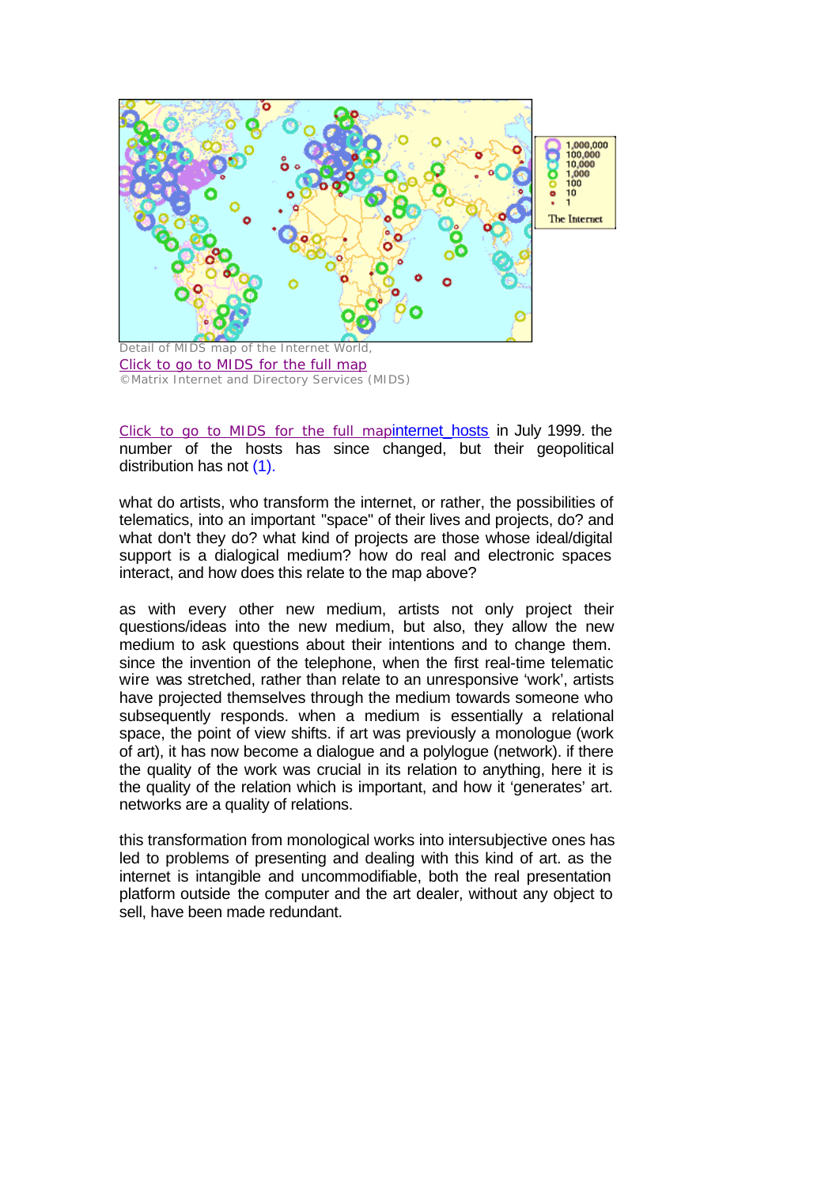Detail of MIDS map of the Internet World,
Click to go to MIDS for the full map
©Matrix Internet and Directory Services (MIDS)

Click to go to MIDS for the full mapinternet_hosts in July 1999. the number of the hosts has since changed, but their geopolitical distribution has not (1).

what do artists, who transform the internet, or rather, the possibilities of telematics, into an important "space" of their lives and projects, do? and what don't they do? what kind of projects are those whose ideal/digital support is a dialogical medium? how do real and electronic spaces interact, and how does this relate to the map above?

as with every other new medium, artists not only project their questions/ideas into the new medium, but also, they allow the new medium to ask questions about their intentions and to change them. since the invention of the telephone, when the first real-time telematic wire was stretched, rather than relate to an unresponsive 'work', artists have projected themselves through the medium towards someone who subsequently responds. when a medium is essentially a relational space, the point of view shifts. if art was previously a monologue (work of art), it has now become a dialogue and a polylogue (network). if there the quality of the work was crucial in its relation to anything, here it is the quality of the relation which is important, and how it 'generates' art. networks are a quality of relations.

this transformation from monological works into intersubjective ones has led to problems of presenting and dealing with this kind of art. as the internet is intangible and uncommodifiable, both the real presentation platform outside the computer and the art dealer, without any object to sell, have been made redundant.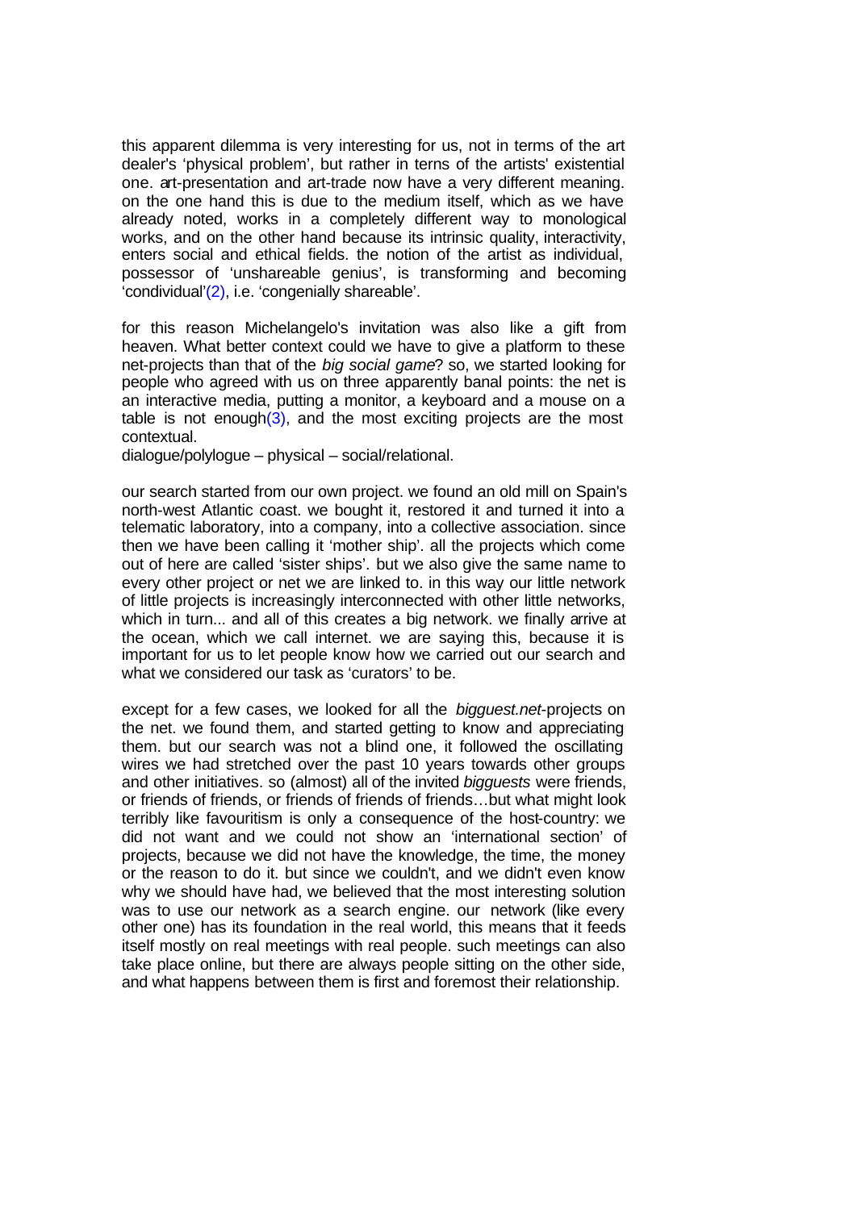this apparent dilemma is very interesting for us, not in terms of the art dealer's 'physical problem', but rather in terns of the artists' existential one. art-presentation and art-trade now have a very different meaning. on the one hand this is due to the medium itself, which as we have already noted, works in a completely different way to monological works, and on the other hand because its intrinsic quality, interactivity, enters social and ethical fields. the notion of the artist as individual, possessor of 'unshareable genius', is transforming and becoming 'condividual'(2), i.e. 'congenially shareable'.

for this reason Michelangelo's invitation was also like a gift from heaven. What better context could we have to give a platform to these net-projects than that of the *big social game*? so, we started looking for people who agreed with us on three apparently banal points: the net is an interactive media, putting a monitor, a keyboard and a mouse on a table is not enough(3), and the most exciting projects are the most contextual.
dialogue/polylogue – physical – social/relational.

our search started from our own project. we found an old mill on Spain's north-west Atlantic coast. we bought it, restored it and turned it into a telematic laboratory, into a company, into a collective association. since then we have been calling it 'mother ship'. all the projects which come out of here are called 'sister ships'. but we also give the same name to every other project or net we are linked to. in this way our little network of little projects is increasingly interconnected with other little networks, which in turn... and all of this creates a big network. we finally arrive at the ocean, which we call internet. we are saying this, because it is important for us to let people know how we carried out our search and what we considered our task as 'curators' to be.

except for a few cases, we looked for all the *bigguest.net*-projects on the net. we found them, and started getting to know and appreciating them. but our search was not a blind one, it followed the oscillating wires we had stretched over the past 10 years towards other groups and other initiatives. so (almost) all of the invited *bigguests* were friends, or friends of friends, or friends of friends of friends…but what might look terribly like favouritism is only a consequence of the host-country: we did not want and we could not show an 'international section' of projects, because we did not have the knowledge, the time, the money or the reason to do it. but since we couldn't, and we didn't even know why we should have had, we believed that the most interesting solution was to use our network as a search engine. our network (like every other one) has its foundation in the real world, this means that it feeds itself mostly on real meetings with real people. such meetings can also take place online, but there are always people sitting on the other side, and what happens between them is first and foremost their relationship.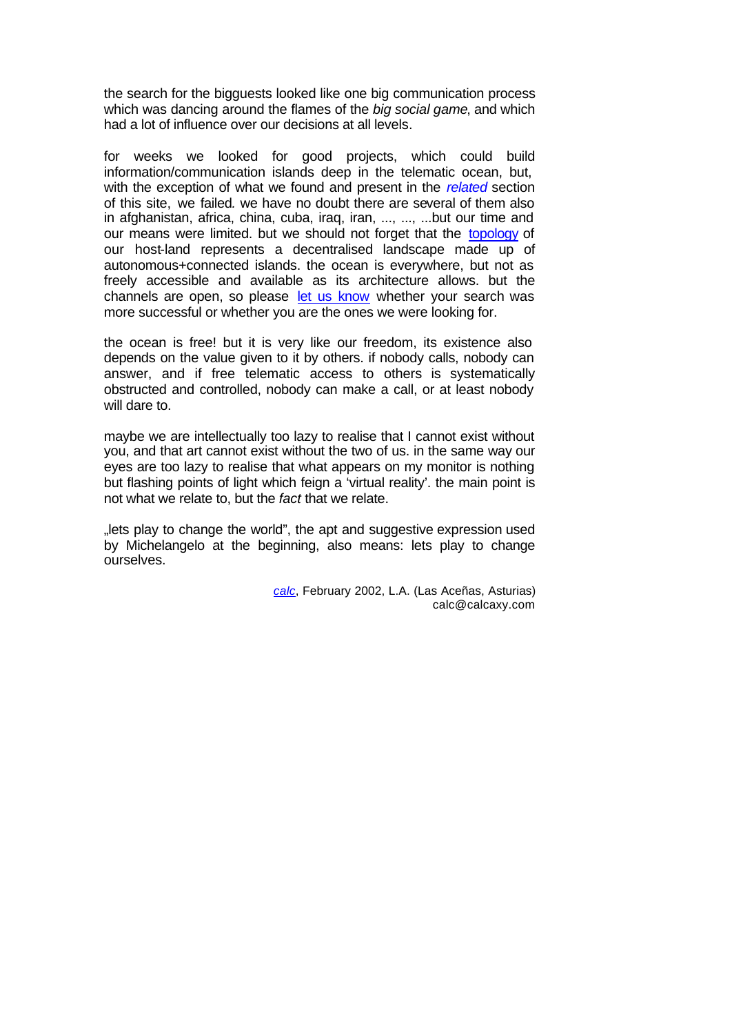the search for the bigguests looked like one big communication process which was dancing around the flames of the *big social game*, and which had a lot of influence over our decisions at all levels.

for weeks we looked for good projects, which could build information/communication islands deep in the telematic ocean, but, with the exception of what we found and present in the *related* section of this site, we failed. we have no doubt there are several of them also in afghanistan, africa, china, cuba, iraq, iran, ..., ..., ...but our time and our means were limited. but we should not forget that the topology of our host-land represents a decentralised landscape made up of autonomous+connected islands. the ocean is everywhere, but not as freely accessible and available as its architecture allows. but the channels are open, so please let us know whether your search was more successful or whether you are the ones we were looking for.

the ocean is free! but it is very like our freedom, its existence also depends on the value given to it by others. if nobody calls, nobody can answer, and if free telematic access to others is systematically obstructed and controlled, nobody can make a call, or at least nobody will dare to.

maybe we are intellectually too lazy to realise that I cannot exist without you, and that art cannot exist without the two of us. in the same way our eyes are too lazy to realise that what appears on my monitor is nothing but flashing points of light which feign a 'virtual reality'. the main point is not what we relate to, but the *fact* that we relate.

„lets play to change the world", the apt and suggestive expression used by Michelangelo at the beginning, also means: lets play to change ourselves.

*calc*, February 2002, L.A. (Las Aceñas, Asturias)
calc@calcaxy.com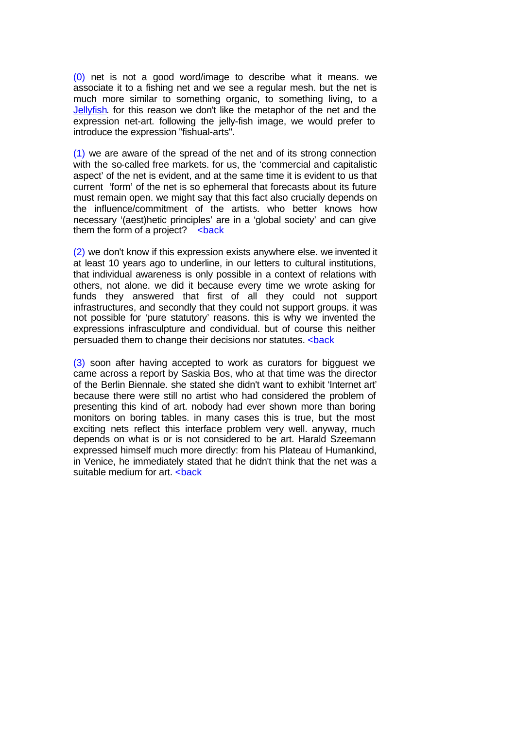(0) net is not a good word/image to describe what it means. we associate it to a fishing net and we see a regular mesh. but the net is much more similar to something organic, to something living, to a Jellyfish. for this reason we don't like the metaphor of the net and the expression net-art. following the jelly-fish image, we would prefer to introduce the expression "fishual-arts".

(1) we are aware of the spread of the net and of its strong connection with the so-called free markets. for us, the 'commercial and capitalistic aspect' of the net is evident, and at the same time it is evident to us that current 'form' of the net is so ephemeral that forecasts about its future must remain open. we might say that this fact also crucially depends on the influence/commitment of the artists. who better knows how necessary '(aest)hetic principles' are in a 'global society' and can give them the form of a project? <back

(2) we don't know if this expression exists anywhere else. we invented it at least 10 years ago to underline, in our letters to cultural institutions, that individual awareness is only possible in a context of relations with others, not alone. we did it because every time we wrote asking for funds they answered that first of all they could not support infrastructures, and secondly that they could not support groups. it was not possible for 'pure statutory' reasons. this is why we invented the expressions infrasculpture and condividual. but of course this neither persuaded them to change their decisions nor statutes. <back

(3) soon after having accepted to work as curators for biggeust we came across a report by Saskia Bos, who at that time was the director of the Berlin Biennale. she stated she didn't want to exhibit 'Internet art' because there were still no artist who had considered the problem of presenting this kind of art. nobody had ever shown more than boring monitors on boring tables. in many cases this is true, but the most exciting nets reflect this interface problem very well. anyway, much depends on what is or is not considered to be art. Harald Szeemann expressed himself much more directly: from his Plateau of Humankind, in Venice, he immediately stated that he didn't think that the net was a suitable medium for art. <back